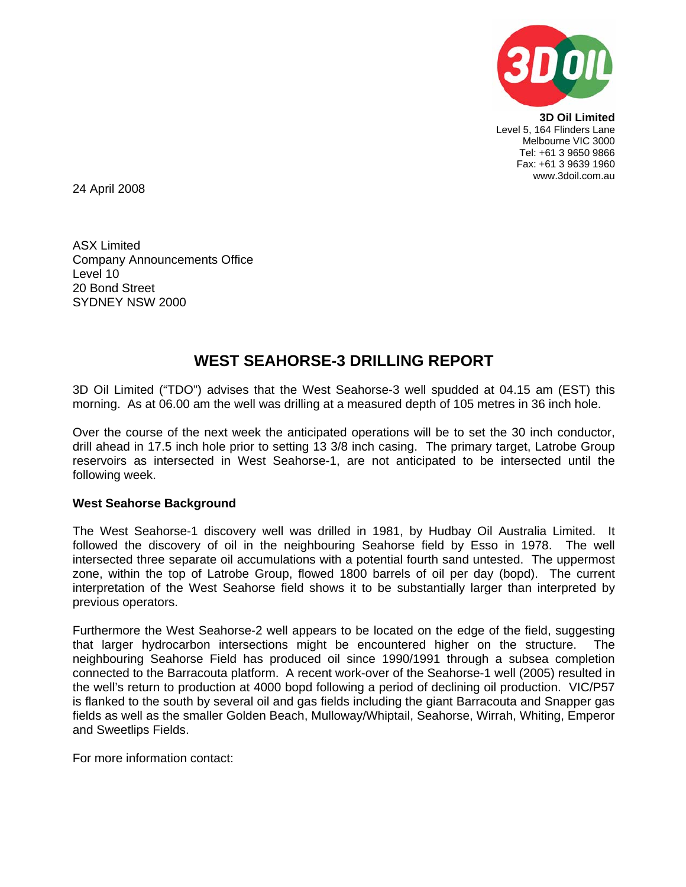**3D Oil Limited**
Level 5, 164 Flinders Lane
Melbourne VIC 3000
Tel: +61 3 9650 9866
Fax: +61 3 9639 1960
www.3doil.com.au

24 April 2008

ASX Limited
Company Announcements Office
Level 10
20 Bond Street
SYDNEY NSW 2000

# WEST SEAHORSE-3 DRILLING REPORT

3D Oil Limited ("TDO") advises that the West Seahorse-3 well spudded at 04.15 am (EST) this morning. As at 06.00 am the well was drilling at a measured depth of 105 metres in 36 inch hole.

Over the course of the next week the anticipated operations will be to set the 30 inch conductor, drill ahead in 17.5 inch hole prior to setting 13 3/8 inch casing. The primary target, Latrobe Group reservoirs as intersected in West Seahorse-1, are not anticipated to be intersected until the following week.

**West Seahorse Background**

The West Seahorse-1 discovery well was drilled in 1981, by Hudbay Oil Australia Limited. It followed the discovery of oil in the neighbouring Seahorse field by Esso in 1978. The well intersected three separate oil accumulations with a potential fourth sand untested. The uppermost zone, within the top of Latrobe Group, flowed 1800 barrels of oil per day (bopd). The current interpretation of the West Seahorse field shows it to be substantially larger than interpreted by previous operators.

Furthermore the West Seahorse-2 well appears to be located on the edge of the field, suggesting that larger hydrocarbon intersections might be encountered higher on the structure. The neighbouring Seahorse Field has produced oil since 1990/1991 through a subsea completion connected to the Barracouta platform. A recent work-over of the Seahorse-1 well (2005) resulted in the well's return to production at 4000 bopd following a period of declining oil production. VIC/P57 is flanked to the south by several oil and gas fields including the giant Barracouta and Snapper gas fields as well as the smaller Golden Beach, Mulloway/Whiptail, Seahorse, Wirrah, Whiting, Emperor and Sweetlips Fields.

For more information contact: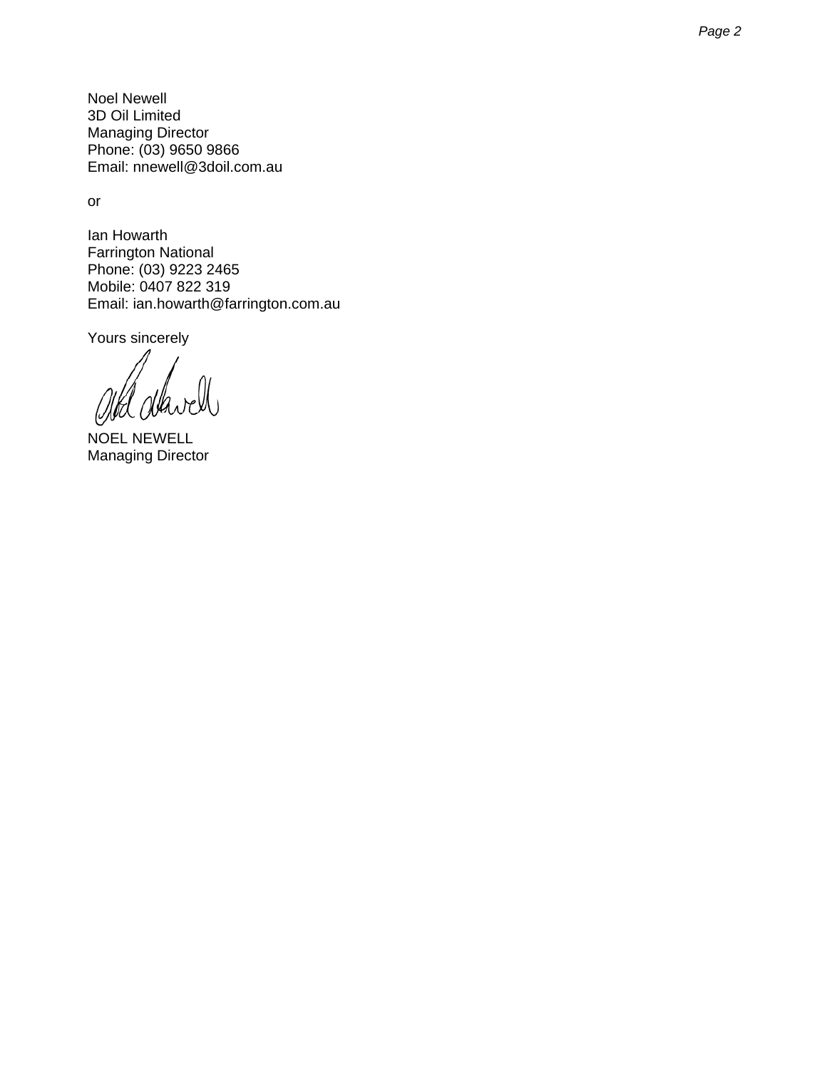Noel Newell
3D Oil Limited
Managing Director
Phone: (03) 9650 9866
Email: nnewell@3doil.com.au

or

Ian Howarth
Farrington National
Phone: (03) 9223 2465
Mobile: 0407 822 319
Email: ian.howarth@farrington.com.au

Yours sincerely

NOEL NEWELL
Managing Director